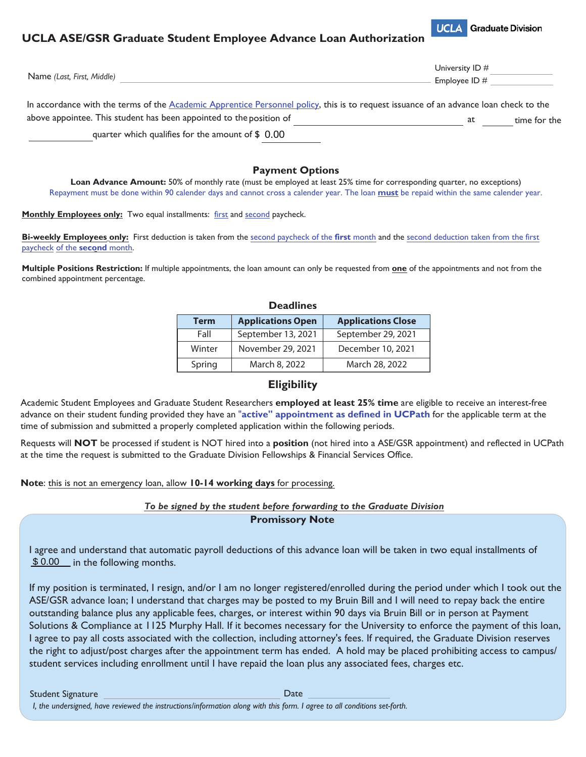UCLA Graduate Division

# UCLA ASE/GSR Graduate Student Employee Advance Loan Authorization

Name *(Last, First, Middle)* ______________________________ University ID # ____________ Employee ID # ____________

In accordance with the terms of the Academic Apprentice Personnel policy, this is to request issuance of an advance loan check to the above appointee. This student has been appointed to the position of ______________________ at ______ time for the ____________ quarter which qualifies for the amount of $ 0.00

## Payment Options

**Loan Advance Amount:** 50% of monthly rate (must be employed at least 25% time for corresponding quarter, no exceptions)

Repayment must be done within 90 calender days and cannot cross a calender year. The loan **must** be repaid within the same calender year.

**Monthly Employees only:** Two equal installments: first and second paycheck.

**Bi-weekly Employees only:** First deduction is taken from the second paycheck of the **first** month and the second deduction taken from the first paycheck of the **second** month.

**Multiple Positions Restriction:** If multiple appointments, the loan amount can only be requested from **one** of the appointments and not from the combined appointment percentage.

## Deadlines

| Term | Applications Open | Applications Close |
|---|---|---|
| Fall | September 13, 2021 | September 29, 2021 |
| Winter | November 29, 2021 | December 10, 2021 |
| Spring | March 8, 2022 | March 28, 2022 |

## Eligibility

Academic Student Employees and Graduate Student Researchers **employed at least 25% time** are eligible to receive an interest-free advance on their student funding provided they have an **"active" appointment as defined in UCPath** for the applicable term at the time of submission and submitted a properly completed application within the following periods.

Requests will **NOT** be processed if student is NOT hired into a **position** (not hired into a ASE/GSR appointment) and reflected in UCPath at the time the request is submitted to the Graduate Division Fellowships & Financial Services Office.

**Note**: this is not an emergency loan, allow **10-14 working days** for processing.

***To be signed by the student before forwarding to the Graduate Division***

## Promissory Note

I agree and understand that automatic payroll deductions of this advance loan will be taken in two equal installments of $ 0.00 in the following months.

If my position is terminated, I resign, and/or I am no longer registered/enrolled during the period under which I took out the ASE/GSR advance loan; I understand that charges may be posted to my Bruin Bill and I will need to repay back the entire outstanding balance plus any applicable fees, charges, or interest within 90 days via Bruin Bill or in person at Payment Solutions & Compliance at 1125 Murphy Hall. If it becomes necessary for the University to enforce the payment of this loan, I agree to pay all costs associated with the collection, including attorney's fees. If required, the Graduate Division reserves the right to adjust/post charges after the appointment term has ended. A hold may be placed prohibiting access to campus/ student services including enrollment until I have repaid the loan plus any associated fees, charges etc.

Student Signature ______________________________ Date ______________

*I, the undersigned, have reviewed the instructions/information along with this form. I agree to all conditions set-forth.*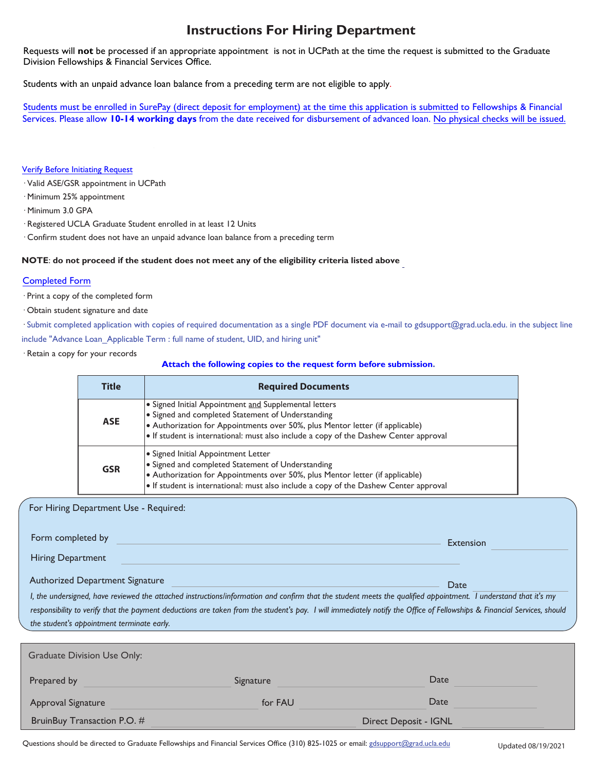# Instructions For Hiring Department

Requests will **not** be processed if an appropriate appointment is not in UCPath at the time the request is submitted to the Graduate Division Fellowships & Financial Services Office.

Students with an unpaid advance loan balance from a preceding term are not eligible to apply.

Students must be enrolled in SurePay (direct deposit for employment) at the time this application is submitted to Fellowships & Financial Services. Please allow **10-14 working days** from the date received for disbursement of advanced loan. No physical checks will be issued.

Verify Before Initiating Request

- Valid ASE/GSR appointment in UCPath
- Minimum 25% appointment
- Minimum 3.0 GPA
- Registered UCLA Graduate Student enrolled in at least 12 Units
- Confirm student does not have an unpaid advance loan balance from a preceding term

**NOTE**: **do not proceed if the student does not meet any of the eligibility criteria listed above**

Completed Form

- Print a copy of the completed form
- Obtain student signature and date
- Submit completed application with copies of required documentation as a single PDF document via e-mail to gdsupport@grad.ucla.edu. in the subject line include "Advance Loan_Applicable Term : full name of student, UID, and hiring unit"
- Retain a copy for your records

**Attach the following copies to the request form before submission.**

| Title | Required Documents |
|---|---|
| **ASE** | • Signed Initial Appointment and Supplemental letters<br>• Signed and completed Statement of Understanding<br>• Authorization for Appointments over 50%, plus Mentor letter (if applicable)<br>• If student is international: must also include a copy of the Dashew Center approval |
| **GSR** | • Signed Initial Appointment Letter<br>• Signed and completed Statement of Understanding<br>• Authorization for Appointments over 50%, plus Mentor letter (if applicable)<br>• If student is international: must also include a copy of the Dashew Center approval |

For Hiring Department Use - Required:

Form completed by ______________________ Extension __________

Hiring Department ______________________

Authorized Department Signature ______________________ Date __________

*I, the undersigned, have reviewed the attached instructions/information and confirm that the student meets the qualified appointment. I understand that it's my responsibility to verify that the payment deductions are taken from the student's pay. I will immediately notify the Office of Fellowships & Financial Services, should the student's appointment terminate early.*

Graduate Division Use Only:

Prepared by ______________ Signature ______________ Date __________

Approval Signature ______________ for FAU ______________ Date __________

BruinBuy Transaction P.O. # ______________ Direct Deposit - IGNL __________

Questions should be directed to Graduate Fellowships and Financial Services Office (310) 825-1025 or email: gdsupport@grad.ucla.edu

Updated 08/19/2021